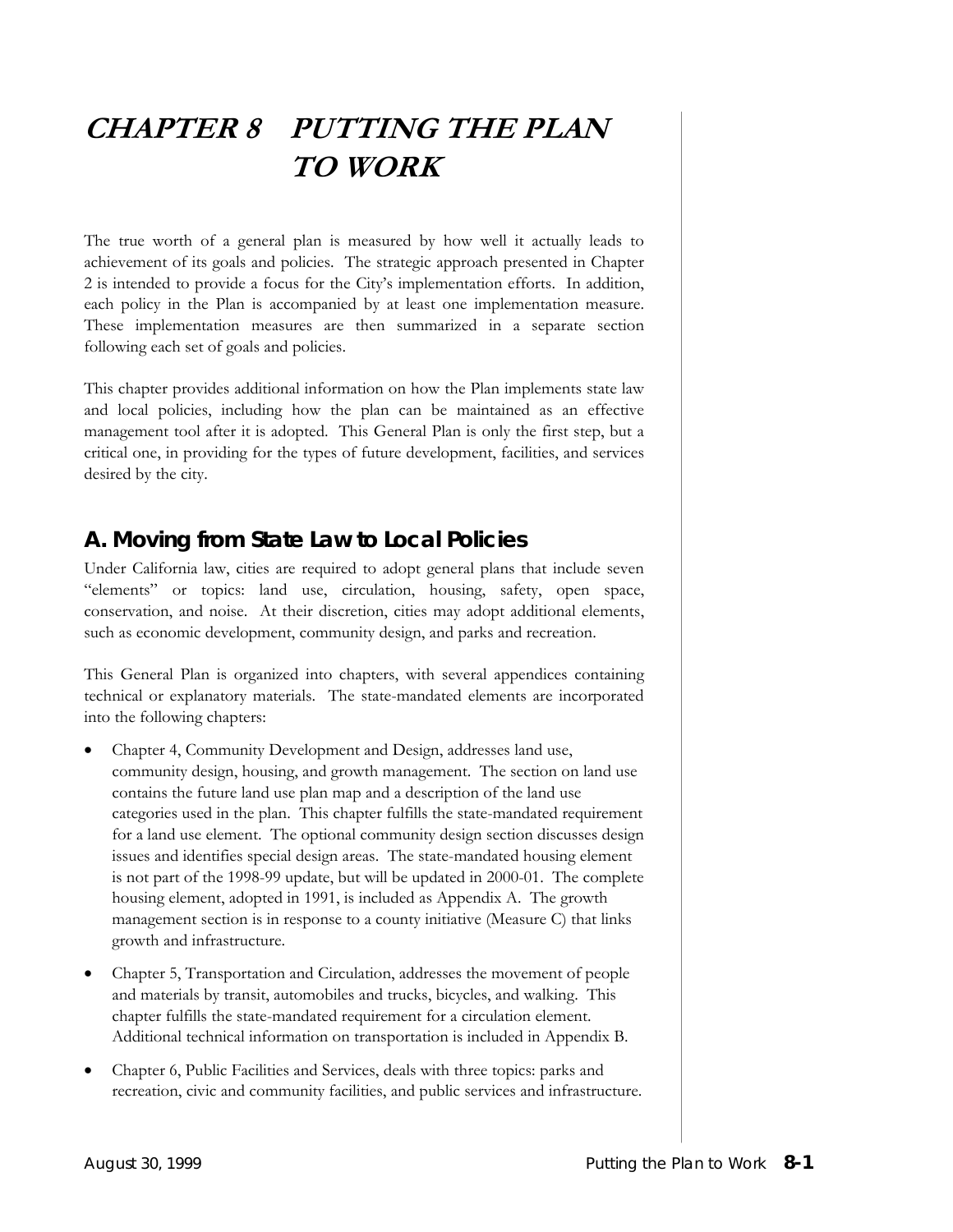# CHAPTER 8 PUTTING THE PLAN TO WORK

The true worth of a general plan is measured by how well it actually leads to achievement of its goals and policies. The strategic approach presented in Chapter 2 is intended to provide a focus for the City's implementation efforts. In addition, each policy in the Plan is accompanied by at least one implementation measure. These implementation measures are then summarized in a separate section following each set of goals and policies.

This chapter provides additional information on how the Plan implements state law and local policies, including how the plan can be maintained as an effective management tool after it is adopted. This General Plan is only the first step, but a critical one, in providing for the types of future development, facilities, and services desired by the city.

## A. Moving from State Law to Local Policies

Under California law, cities are required to adopt general plans that include seven "elements" or topics: land use, circulation, housing, safety, open space, conservation, and noise. At their discretion, cities may adopt additional elements, such as economic development, community design, and parks and recreation.

This General Plan is organized into chapters, with several appendices containing technical or explanatory materials. The state-mandated elements are incorporated into the following chapters:

- Chapter 4, Community Development and Design, addresses land use, community design, housing, and growth management. The section on land use contains the future land use plan map and a description of the land use categories used in the plan. This chapter fulfills the state-mandated requirement for a land use element. The optional community design section discusses design issues and identifies special design areas. The state-mandated housing element is not part of the 1998-99 update, but will be updated in 2000-01. The complete housing element, adopted in 1991, is included as Appendix A. The growth management section is in response to a county initiative (Measure C) that links growth and infrastructure.

- Chapter 5, Transportation and Circulation, addresses the movement of people and materials by transit, automobiles and trucks, bicycles, and walking. This chapter fulfills the state-mandated requirement for a circulation element. Additional technical information on transportation is included in Appendix B.

- Chapter 6, Public Facilities and Services, deals with three topics: parks and recreation, civic and community facilities, and public services and infrastructure.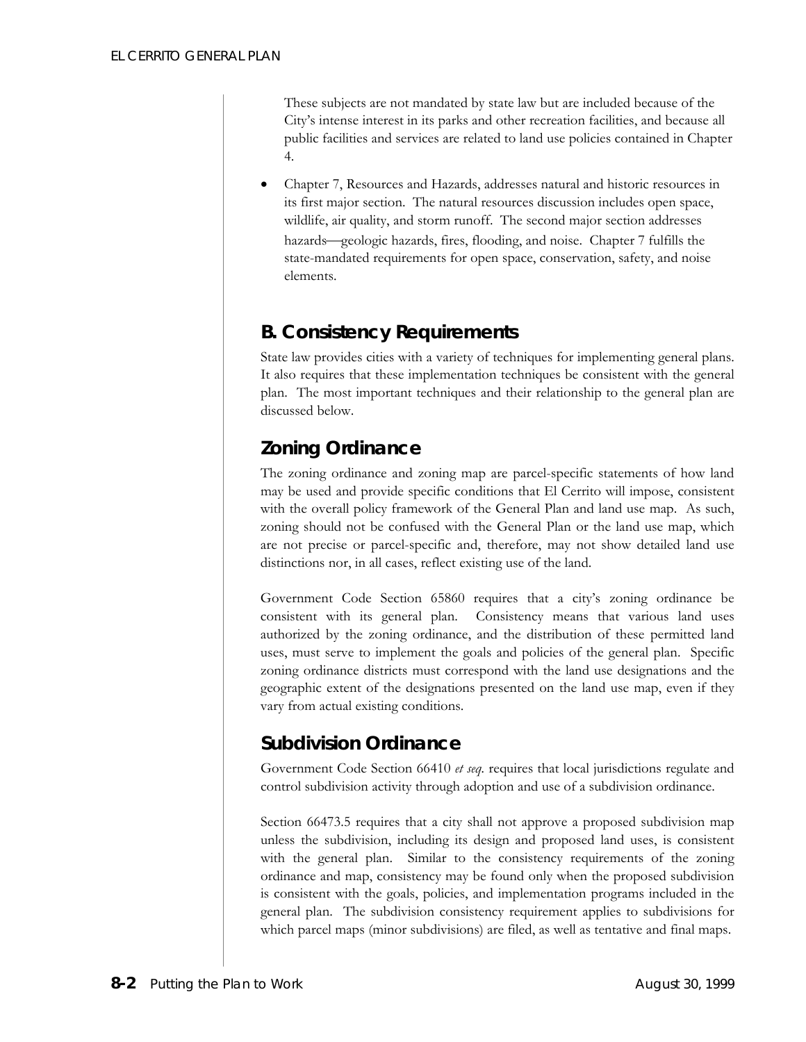These subjects are not mandated by state law but are included because of the City's intense interest in its parks and other recreation facilities, and because all public facilities and services are related to land use policies contained in Chapter 4.

- Chapter 7, Resources and Hazards, addresses natural and historic resources in its first major section. The natural resources discussion includes open space, wildlife, air quality, and storm runoff. The second major section addresses hazards—geologic hazards, fires, flooding, and noise. Chapter 7 fulfills the state-mandated requirements for open space, conservation, safety, and noise elements.

## B. Consistency Requirements

State law provides cities with a variety of techniques for implementing general plans. It also requires that these implementation techniques be consistent with the general plan. The most important techniques and their relationship to the general plan are discussed below.

## Zoning Ordinance

The zoning ordinance and zoning map are parcel-specific statements of how land may be used and provide specific conditions that El Cerrito will impose, consistent with the overall policy framework of the General Plan and land use map. As such, zoning should not be confused with the General Plan or the land use map, which are not precise or parcel-specific and, therefore, may not show detailed land use distinctions nor, in all cases, reflect existing use of the land.

Government Code Section 65860 requires that a city's zoning ordinance be consistent with its general plan. Consistency means that various land uses authorized by the zoning ordinance, and the distribution of these permitted land uses, must serve to implement the goals and policies of the general plan. Specific zoning ordinance districts must correspond with the land use designations and the geographic extent of the designations presented on the land use map, even if they vary from actual existing conditions.

## Subdivision Ordinance

Government Code Section 66410 *et seq.* requires that local jurisdictions regulate and control subdivision activity through adoption and use of a subdivision ordinance.

Section 66473.5 requires that a city shall not approve a proposed subdivision map unless the subdivision, including its design and proposed land uses, is consistent with the general plan. Similar to the consistency requirements of the zoning ordinance and map, consistency may be found only when the proposed subdivision is consistent with the goals, policies, and implementation programs included in the general plan. The subdivision consistency requirement applies to subdivisions for which parcel maps (minor subdivisions) are filed, as well as tentative and final maps.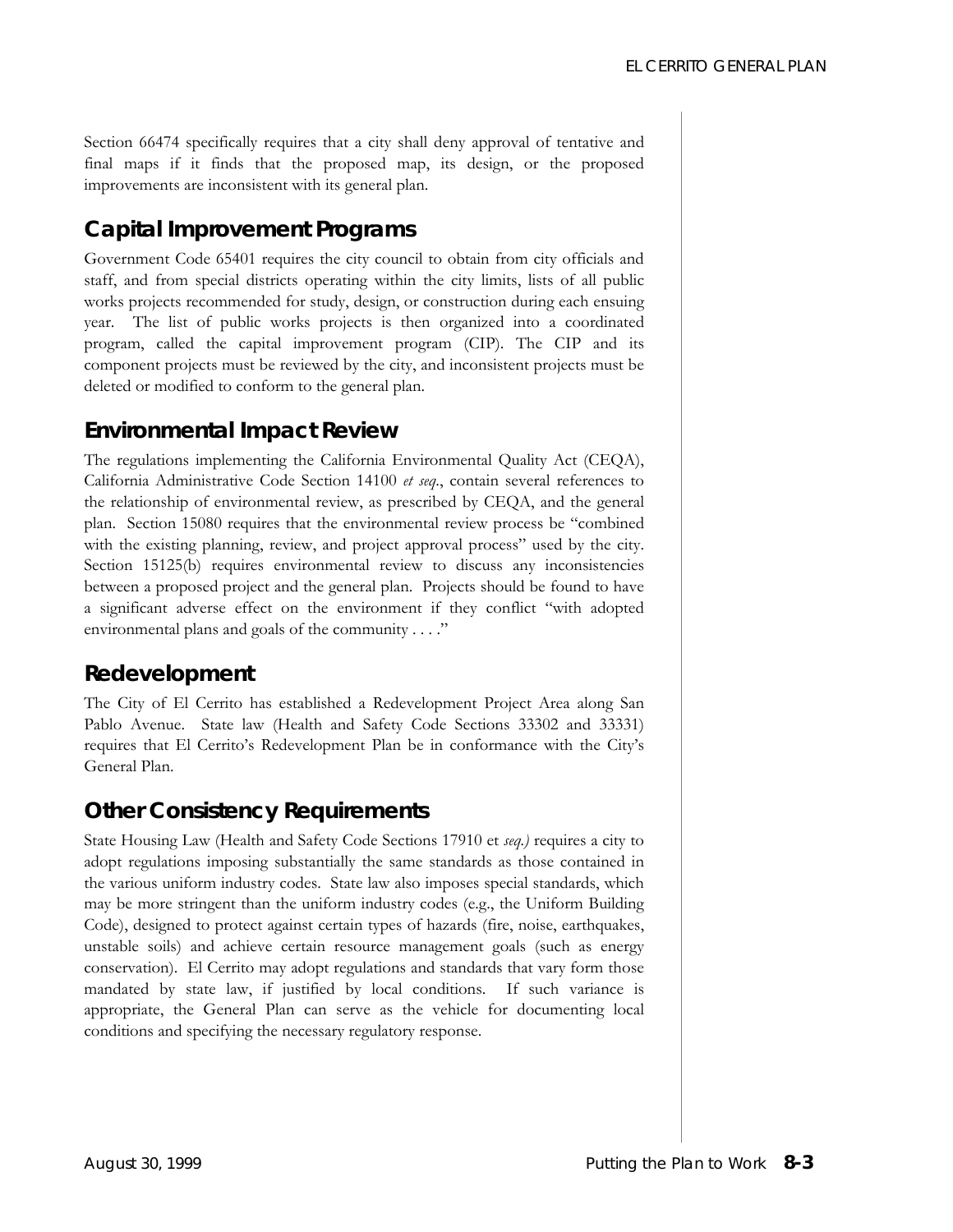Section 66474 specifically requires that a city shall deny approval of tentative and final maps if it finds that the proposed map, its design, or the proposed improvements are inconsistent with its general plan.

## Capital Improvement Programs

Government Code 65401 requires the city council to obtain from city officials and staff, and from special districts operating within the city limits, lists of all public works projects recommended for study, design, or construction during each ensuing year. The list of public works projects is then organized into a coordinated program, called the capital improvement program (CIP). The CIP and its component projects must be reviewed by the city, and inconsistent projects must be deleted or modified to conform to the general plan.

## Environmental Impact Review

The regulations implementing the California Environmental Quality Act (CEQA), California Administrative Code Section 14100 *et seq*., contain several references to the relationship of environmental review, as prescribed by CEQA, and the general plan. Section 15080 requires that the environmental review process be "combined with the existing planning, review, and project approval process" used by the city. Section 15125(b) requires environmental review to discuss any inconsistencies between a proposed project and the general plan. Projects should be found to have a significant adverse effect on the environment if they conflict "with adopted environmental plans and goals of the community . . . ."

## Redevelopment

The City of El Cerrito has established a Redevelopment Project Area along San Pablo Avenue. State law (Health and Safety Code Sections 33302 and 33331) requires that El Cerrito's Redevelopment Plan be in conformance with the City's General Plan.

## Other Consistency Requirements

State Housing Law (Health and Safety Code Sections 17910 et *seq.)* requires a city to adopt regulations imposing substantially the same standards as those contained in the various uniform industry codes. State law also imposes special standards, which may be more stringent than the uniform industry codes (e.g., the Uniform Building Code), designed to protect against certain types of hazards (fire, noise, earthquakes, unstable soils) and achieve certain resource management goals (such as energy conservation). El Cerrito may adopt regulations and standards that vary form those mandated by state law, if justified by local conditions. If such variance is appropriate, the General Plan can serve as the vehicle for documenting local conditions and specifying the necessary regulatory response.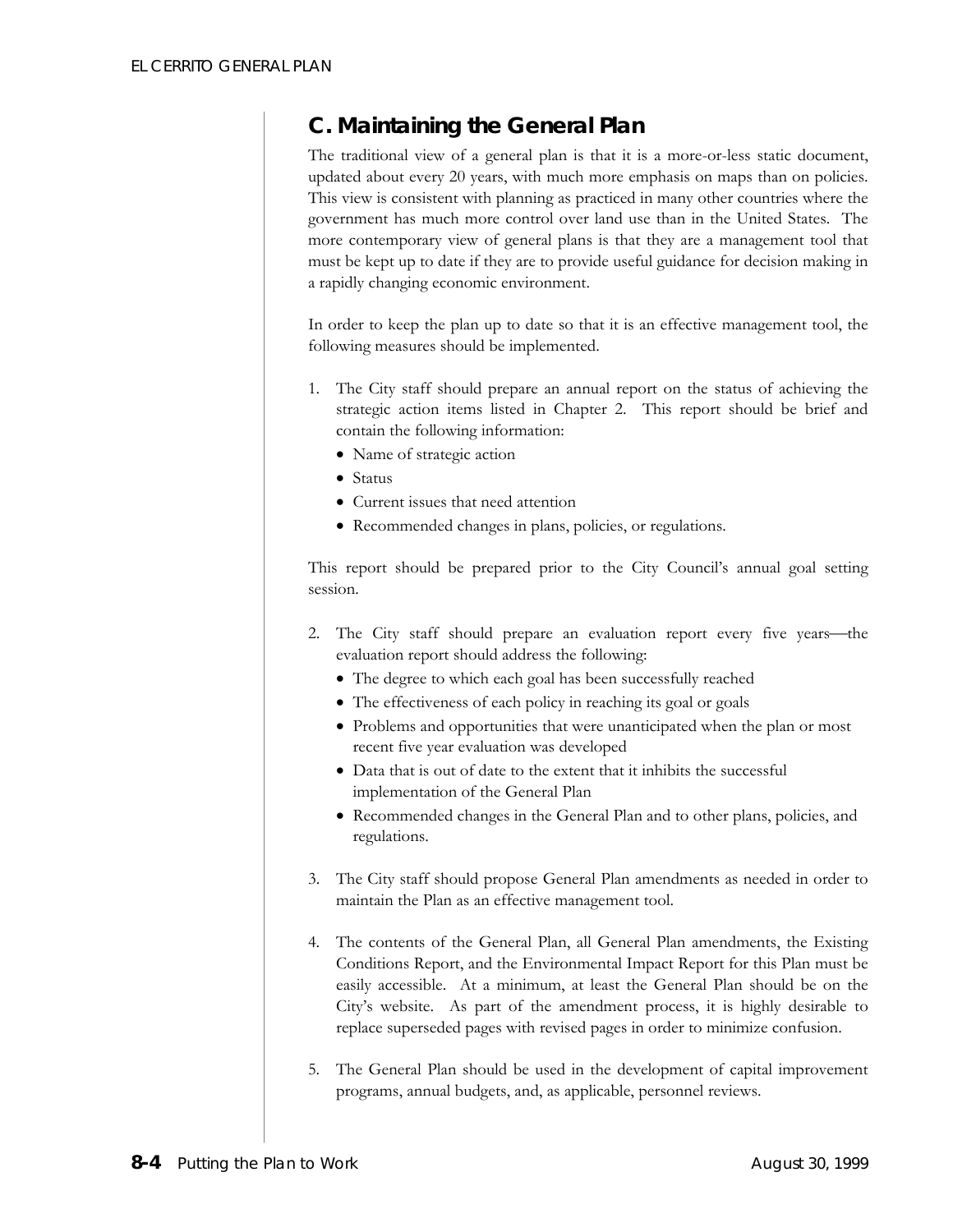## C. Maintaining the General Plan

The traditional view of a general plan is that it is a more-or-less static document, updated about every 20 years, with much more emphasis on maps than on policies. This view is consistent with planning as practiced in many other countries where the government has much more control over land use than in the United States. The more contemporary view of general plans is that they are a management tool that must be kept up to date if they are to provide useful guidance for decision making in a rapidly changing economic environment.

In order to keep the plan up to date so that it is an effective management tool, the following measures should be implemented.

1. The City staff should prepare an annual report on the status of achieving the strategic action items listed in Chapter 2. This report should be brief and contain the following information:
   - Name of strategic action
   - Status
   - Current issues that need attention
   - Recommended changes in plans, policies, or regulations.

   This report should be prepared prior to the City Council's annual goal setting session.

2. The City staff should prepare an evaluation report every five years—the evaluation report should address the following:
   - The degree to which each goal has been successfully reached
   - The effectiveness of each policy in reaching its goal or goals
   - Problems and opportunities that were unanticipated when the plan or most recent five year evaluation was developed
   - Data that is out of date to the extent that it inhibits the successful implementation of the General Plan
   - Recommended changes in the General Plan and to other plans, policies, and regulations.

3. The City staff should propose General Plan amendments as needed in order to maintain the Plan as an effective management tool.

4. The contents of the General Plan, all General Plan amendments, the Existing Conditions Report, and the Environmental Impact Report for this Plan must be easily accessible. At a minimum, at least the General Plan should be on the City's website. As part of the amendment process, it is highly desirable to replace superseded pages with revised pages in order to minimize confusion.

5. The General Plan should be used in the development of capital improvement programs, annual budgets, and, as applicable, personnel reviews.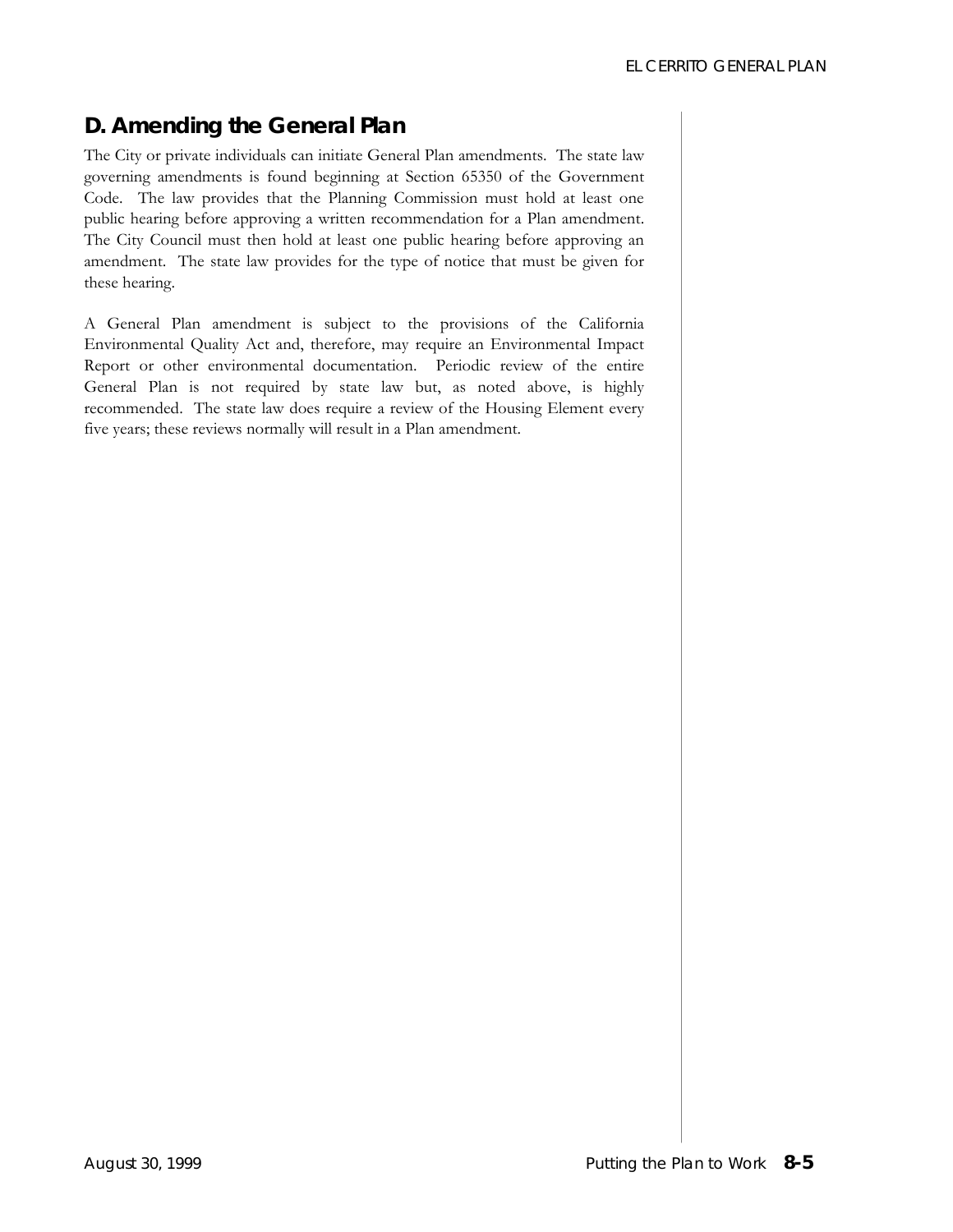## D. Amending the General Plan

The City or private individuals can initiate General Plan amendments. The state law governing amendments is found beginning at Section 65350 of the Government Code. The law provides that the Planning Commission must hold at least one public hearing before approving a written recommendation for a Plan amendment. The City Council must then hold at least one public hearing before approving an amendment. The state law provides for the type of notice that must be given for these hearing.

A General Plan amendment is subject to the provisions of the California Environmental Quality Act and, therefore, may require an Environmental Impact Report or other environmental documentation. Periodic review of the entire General Plan is not required by state law but, as noted above, is highly recommended. The state law does require a review of the Housing Element every five years; these reviews normally will result in a Plan amendment.